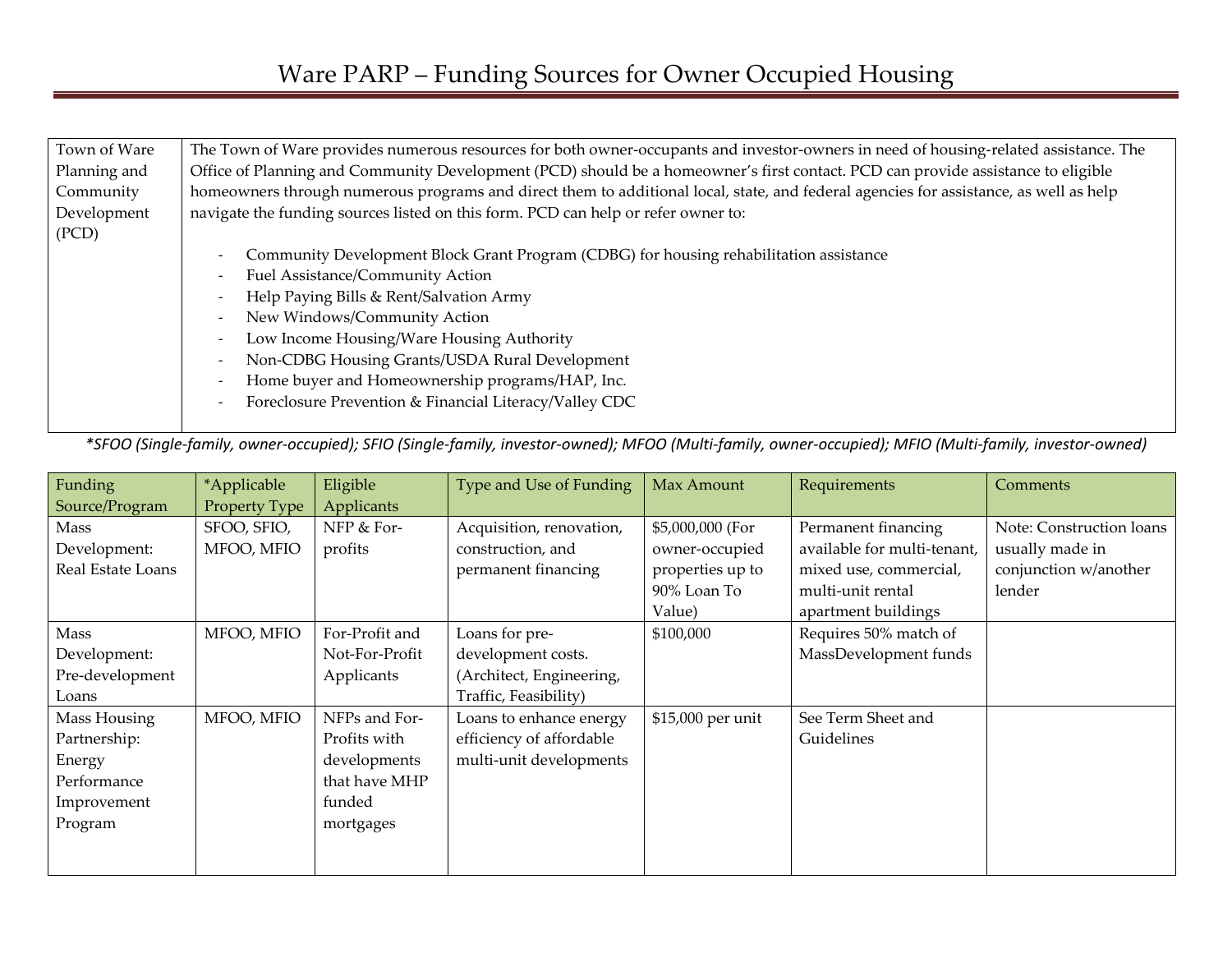# Ware PARP – Funding Sources for Owner Occupied Housing

| Town of Ware Planning and Community Development (PCD) | The Town of Ware provides numerous resources for both owner-occupants and investor-owners in need of housing-related assistance. The Office of Planning and Community Development (PCD) should be a homeowner's first contact. PCD can provide assistance to eligible homeowners through numerous programs and direct them to additional local, state, and federal agencies for assistance, as well as help navigate the funding sources listed on this form. PCD can help or refer owner to:<br><br>- Community Development Block Grant Program (CDBG) for housing rehabilitation assistance<br>- Fuel Assistance/Community Action<br>- Help Paying Bills & Rent/Salvation Army<br>- New Windows/Community Action<br>- Low Income Housing/Ware Housing Authority<br>- Non-CDBG Housing Grants/USDA Rural Development<br>- Home buyer and Homeownership programs/HAP, Inc.<br>- Foreclosure Prevention & Financial Literacy/Valley CDC |
|---|---|

*\*SFOO (Single-family, owner-occupied); SFIO (Single-family, investor-owned); MFOO (Multi-family, owner-occupied); MFIO (Multi-family, investor-owned)*

| Funding Source/Program | *Applicable Property Type | Eligible Applicants | Type and Use of Funding | Max Amount | Requirements | Comments |
|---|---|---|---|---|---|---|
| Mass Development: Real Estate Loans | SFOO, SFIO, MFOO, MFIO | NFP & For-profits | Acquisition, renovation, construction, and permanent financing | $5,000,000 (For owner-occupied properties up to 90% Loan To Value) | Permanent financing available for multi-tenant, mixed use, commercial, multi-unit rental apartment buildings | Note: Construction loans usually made in conjunction w/another lender |
| Mass Development: Pre-development Loans | MFOO, MFIO | For-Profit and Not-For-Profit Applicants | Loans for pre-development costs. (Architect, Engineering, Traffic, Feasibility) | $100,000 | Requires 50% match of MassDevelopment funds | |
| Mass Housing Partnership: Energy Performance Improvement Program | MFOO, MFIO | NFPs and For-Profits with developments that have MHP funded mortgages | Loans to enhance energy efficiency of affordable multi-unit developments | $15,000 per unit | See Term Sheet and Guidelines | |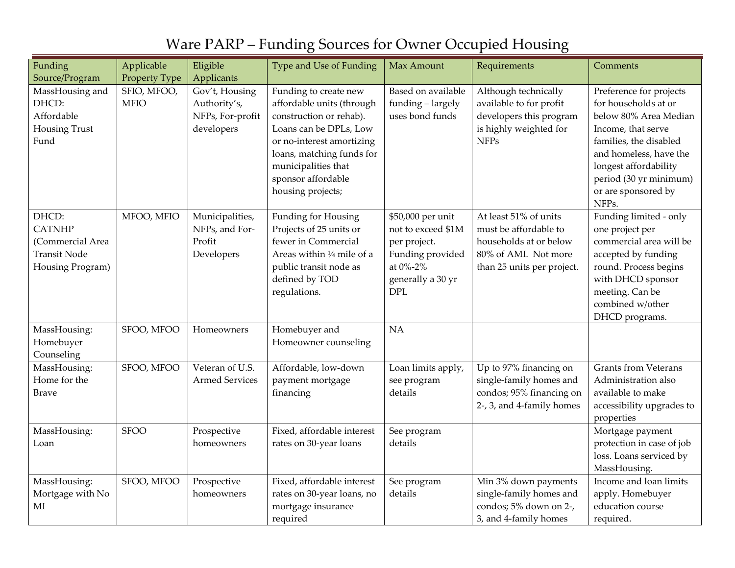# Ware PARP – Funding Sources for Owner Occupied Housing

| Funding Source/Program | Applicable Property Type | Eligible Applicants | Type and Use of Funding | Max Amount | Requirements | Comments |
|---|---|---|---|---|---|---|
| MassHousing and DHCD: Affordable Housing Trust Fund | SFIO, MFOO, MFIO | Gov't, Housing Authority's, NFPs, For-profit developers | Funding to create new affordable units (through construction or rehab). Loans can be DPLs, Low or no-interest amortizing loans, matching funds for municipalities that sponsor affordable housing projects; | Based on available funding – largely uses bond funds | Although technically available to for profit developers this program is highly weighted for NFPs | Preference for projects for households at or below 80% Area Median Income, that serve families, the disabled and homeless, have the longest affordability period (30 yr minimum) or are sponsored by NFPs. |
| DHCD: CATNHP (Commercial Area Transit Node Housing Program) | MFOO, MFIO | Municipalities, NFPs, and For-Profit Developers | Funding for Housing Projects of 25 units or fewer in Commercial Areas within ¼ mile of a public transit node as defined by TOD regulations. | $50,000 per unit not to exceed $1M per project. Funding provided at 0%-2% generally a 30 yr DPL | At least 51% of units must be affordable to households at or below 80% of AMI. Not more than 25 units per project. | Funding limited - only one project per commercial area will be accepted by funding round. Process begins with DHCD sponsor meeting. Can be combined w/other DHCD programs. |
| MassHousing: Homebuyer Counseling | SFOO, MFOO | Homeowners | Homebuyer and Homeowner counseling | NA | | |
| MassHousing: Home for the Brave | SFOO, MFOO | Veteran of U.S. Armed Services | Affordable, low-down payment mortgage financing | Loan limits apply, see program details | Up to 97% financing on single-family homes and condos; 95% financing on 2-, 3, and 4-family homes | Grants from Veterans Administration also available to make accessibility upgrades to properties |
| MassHousing: Loan | SFOO | Prospective homeowners | Fixed, affordable interest rates on 30-year loans | See program details | | Mortgage payment protection in case of job loss. Loans serviced by MassHousing. |
| MassHousing: Mortgage with No MI | SFOO, MFOO | Prospective homeowners | Fixed, affordable interest rates on 30-year loans, no mortgage insurance required | See program details | Min 3% down payments single-family homes and condos; 5% down on 2-, 3, and 4-family homes | Income and loan limits apply. Homebuyer education course required. |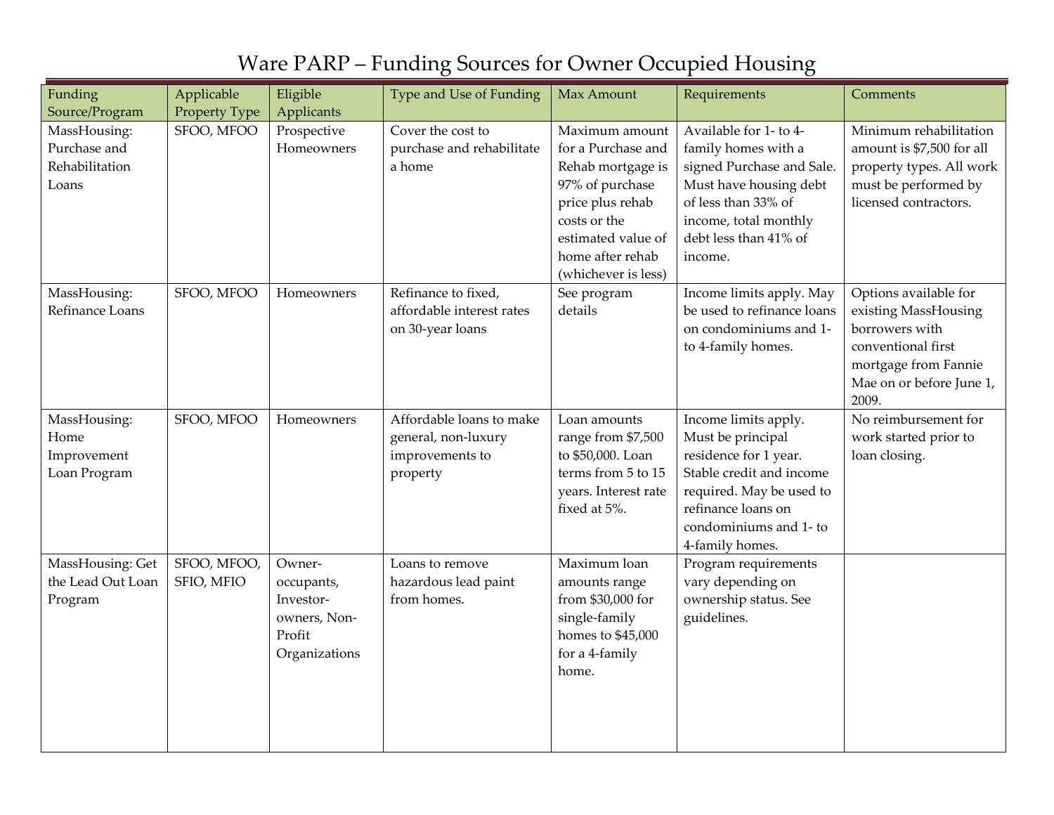# Ware PARP – Funding Sources for Owner Occupied Housing

| Funding Source/Program | Applicable Property Type | Eligible Applicants | Type and Use of Funding | Max Amount | Requirements | Comments |
|---|---|---|---|---|---|---|
| MassHousing: Purchase and Rehabilitation Loans | SFOO, MFOO | Prospective Homeowners | Cover the cost to purchase and rehabilitate a home | Maximum amount for a Purchase and Rehab mortgage is 97% of purchase price plus rehab costs or the estimated value of home after rehab (whichever is less) | Available for 1- to 4-family homes with a signed Purchase and Sale. Must have housing debt of less than 33% of income, total monthly debt less than 41% of income. | Minimum rehabilitation amount is $7,500 for all property types. All work must be performed by licensed contractors. |
| MassHousing: Refinance Loans | SFOO, MFOO | Homeowners | Refinance to fixed, affordable interest rates on 30-year loans | See program details | Income limits apply. May be used to refinance loans on condominiums and 1- to 4-family homes. | Options available for existing MassHousing borrowers with conventional first mortgage from Fannie Mae on or before June 1, 2009. |
| MassHousing: Home Improvement Loan Program | SFOO, MFOO | Homeowners | Affordable loans to make general, non-luxury improvements to property | Loan amounts range from $7,500 to $50,000. Loan terms from 5 to 15 years. Interest rate fixed at 5%. | Income limits apply. Must be principal residence for 1 year. Stable credit and income required. May be used to refinance loans on condominiums and 1- to 4-family homes. | No reimbursement for work started prior to loan closing. |
| MassHousing: Get the Lead Out Loan Program | SFOO, MFOO, SFIO, MFIO | Owner-occupants, Investor-owners, Non-Profit Organizations | Loans to remove hazardous lead paint from homes. | Maximum loan amounts range from $30,000 for single-family homes to $45,000 for a 4-family home. | Program requirements vary depending on ownership status. See guidelines. | |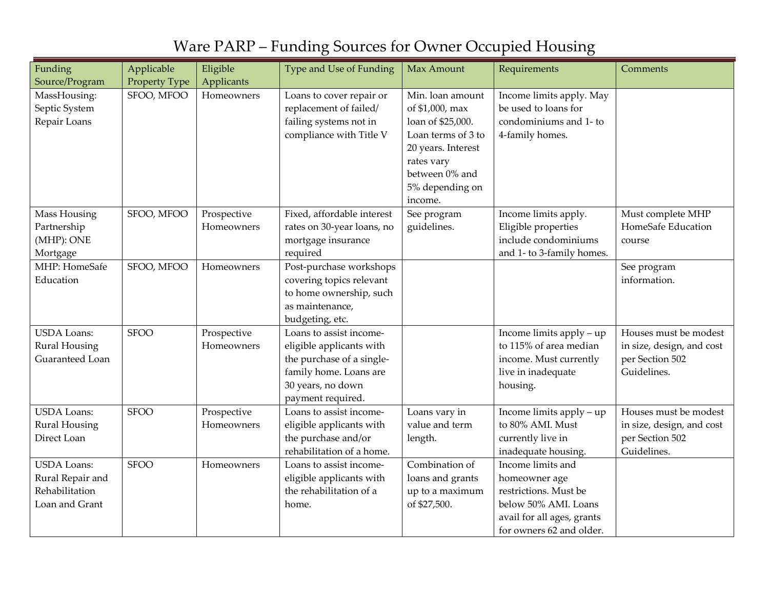# Ware PARP – Funding Sources for Owner Occupied Housing

| Funding Source/Program | Applicable Property Type | Eligible Applicants | Type and Use of Funding | Max Amount | Requirements | Comments |
|---|---|---|---|---|---|---|
| MassHousing: Septic System Repair Loans | SFOO, MFOO | Homeowners | Loans to cover repair or replacement of failed/ failing systems not in compliance with Title V | Min. loan amount of $1,000, max loan of $25,000. Loan terms of 3 to 20 years. Interest rates vary between 0% and 5% depending on income. | Income limits apply. May be used to loans for condominiums and 1- to 4-family homes. | |
| Mass Housing Partnership (MHP): ONE Mortgage | SFOO, MFOO | Prospective Homeowners | Fixed, affordable interest rates on 30-year loans, no mortgage insurance required | See program guidelines. | Income limits apply. Eligible properties include condominiums and 1- to 3-family homes. | Must complete MHP HomeSafe Education course |
| MHP: HomeSafe Education | SFOO, MFOO | Homeowners | Post-purchase workshops covering topics relevant to home ownership, such as maintenance, budgeting, etc. | | | See program information. |
| USDA Loans: Rural Housing Guaranteed Loan | SFOO | Prospective Homeowners | Loans to assist income-eligible applicants with the purchase of a single-family home. Loans are 30 years, no down payment required. | | Income limits apply – up to 115% of area median income. Must currently live in inadequate housing. | Houses must be modest in size, design, and cost per Section 502 Guidelines. |
| USDA Loans: Rural Housing Direct Loan | SFOO | Prospective Homeowners | Loans to assist income-eligible applicants with the purchase and/or rehabilitation of a home. | Loans vary in value and term length. | Income limits apply – up to 80% AMI. Must currently live in inadequate housing. | Houses must be modest in size, design, and cost per Section 502 Guidelines. |
| USDA Loans: Rural Repair and Rehabilitation Loan and Grant | SFOO | Homeowners | Loans to assist income-eligible applicants with the rehabilitation of a home. | Combination of loans and grants up to a maximum of $27,500. | Income limits and homeowner age restrictions. Must be below 50% AMI. Loans avail for all ages, grants for owners 62 and older. | |